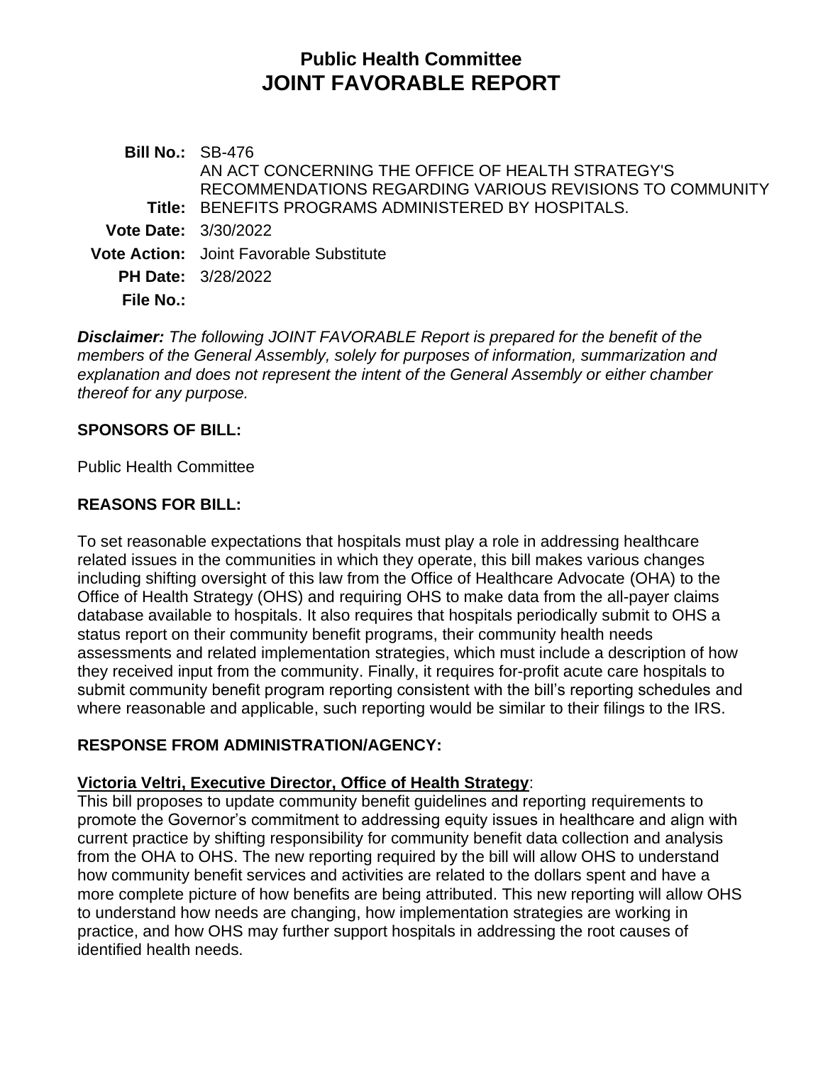# Public Health Committee
# JOINT FAVORABLE REPORT

| | |
|---|---|
| **Bill No.:** | SB-476 |
| **Title:** | AN ACT CONCERNING THE OFFICE OF HEALTH STRATEGY'S RECOMMENDATIONS REGARDING VARIOUS REVISIONS TO COMMUNITY BENEFITS PROGRAMS ADMINISTERED BY HOSPITALS. |
| **Vote Date:** | 3/30/2022 |
| **Vote Action:** | Joint Favorable Substitute |
| **PH Date:** | 3/28/2022 |
| **File No.:** | |

***Disclaimer:*** *The following JOINT FAVORABLE Report is prepared for the benefit of the members of the General Assembly, solely for purposes of information, summarization and explanation and does not represent the intent of the General Assembly or either chamber thereof for any purpose.*

## SPONSORS OF BILL:

Public Health Committee

## REASONS FOR BILL:

To set reasonable expectations that hospitals must play a role in addressing healthcare related issues in the communities in which they operate, this bill makes various changes including shifting oversight of this law from the Office of Healthcare Advocate (OHA) to the Office of Health Strategy (OHS) and requiring OHS to make data from the all-payer claims database available to hospitals. It also requires that hospitals periodically submit to OHS a status report on their community benefit programs, their community health needs assessments and related implementation strategies, which must include a description of how they received input from the community. Finally, it requires for-profit acute care hospitals to submit community benefit program reporting consistent with the bill's reporting schedules and where reasonable and applicable, such reporting would be similar to their filings to the IRS.

## RESPONSE FROM ADMINISTRATION/AGENCY:

**Victoria Veltri, Executive Director, Office of Health Strategy**:
This bill proposes to update community benefit guidelines and reporting requirements to promote the Governor's commitment to addressing equity issues in healthcare and align with current practice by shifting responsibility for community benefit data collection and analysis from the OHA to OHS. The new reporting required by the bill will allow OHS to understand how community benefit services and activities are related to the dollars spent and have a more complete picture of how benefits are being attributed. This new reporting will allow OHS to understand how needs are changing, how implementation strategies are working in practice, and how OHS may further support hospitals in addressing the root causes of identified health needs.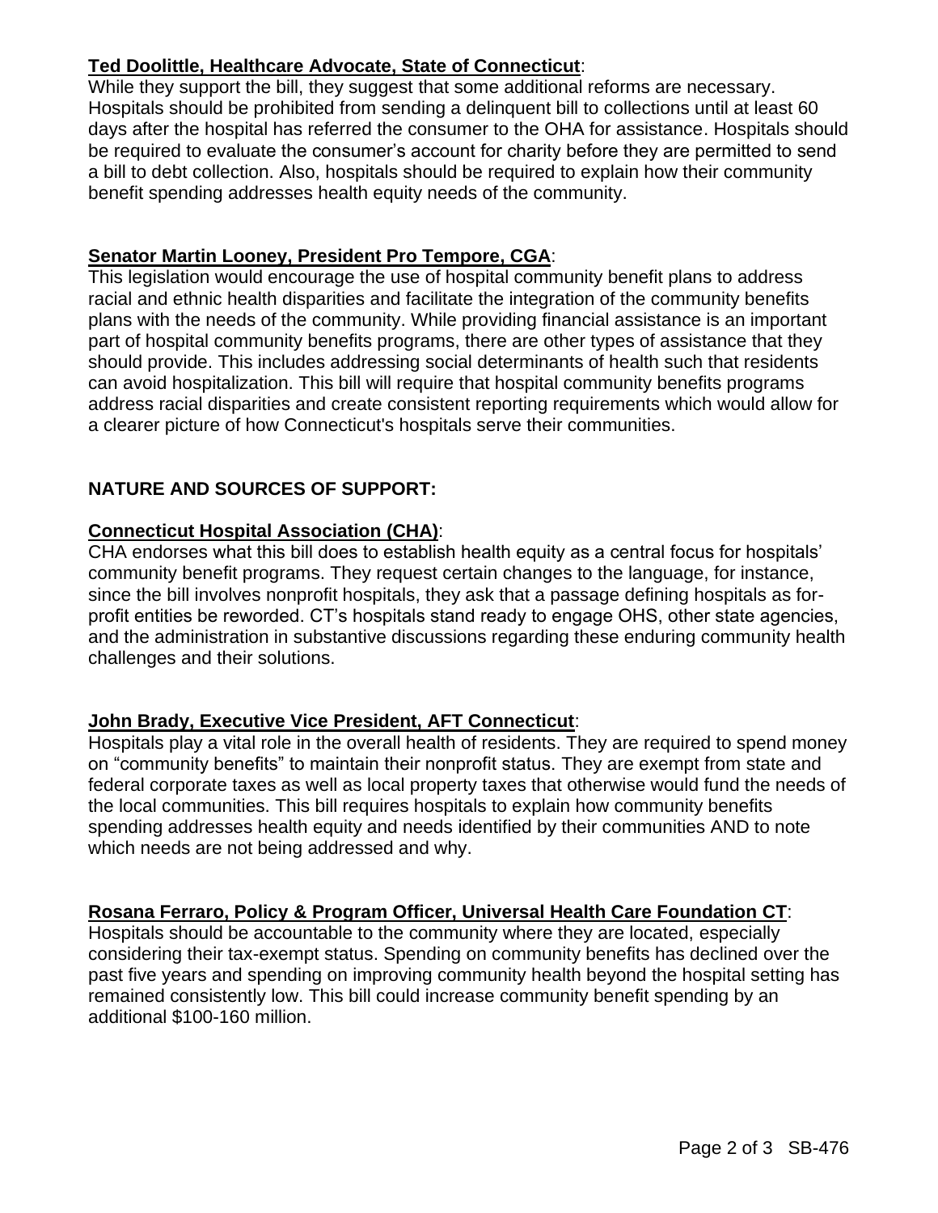**Ted Doolittle, Healthcare Advocate, State of Connecticut**:
While they support the bill, they suggest that some additional reforms are necessary. Hospitals should be prohibited from sending a delinquent bill to collections until at least 60 days after the hospital has referred the consumer to the OHA for assistance. Hospitals should be required to evaluate the consumer's account for charity before they are permitted to send a bill to debt collection. Also, hospitals should be required to explain how their community benefit spending addresses health equity needs of the community.

**Senator Martin Looney, President Pro Tempore, CGA**:
This legislation would encourage the use of hospital community benefit plans to address racial and ethnic health disparities and facilitate the integration of the community benefits plans with the needs of the community. While providing financial assistance is an important part of hospital community benefits programs, there are other types of assistance that they should provide. This includes addressing social determinants of health such that residents can avoid hospitalization. This bill will require that hospital community benefits programs address racial disparities and create consistent reporting requirements which would allow for a clearer picture of how Connecticut's hospitals serve their communities.

## NATURE AND SOURCES OF SUPPORT:

**Connecticut Hospital Association (CHA)**:
CHA endorses what this bill does to establish health equity as a central focus for hospitals' community benefit programs. They request certain changes to the language, for instance, since the bill involves nonprofit hospitals, they ask that a passage defining hospitals as for-profit entities be reworded. CT's hospitals stand ready to engage OHS, other state agencies, and the administration in substantive discussions regarding these enduring community health challenges and their solutions.

**John Brady, Executive Vice President, AFT Connecticut**:
Hospitals play a vital role in the overall health of residents. They are required to spend money on "community benefits" to maintain their nonprofit status. They are exempt from state and federal corporate taxes as well as local property taxes that otherwise would fund the needs of the local communities. This bill requires hospitals to explain how community benefits spending addresses health equity and needs identified by their communities AND to note which needs are not being addressed and why.

**Rosana Ferraro, Policy & Program Officer, Universal Health Care Foundation CT**:
Hospitals should be accountable to the community where they are located, especially considering their tax-exempt status. Spending on community benefits has declined over the past five years and spending on improving community health beyond the hospital setting has remained consistently low. This bill could increase community benefit spending by an additional $100-160 million.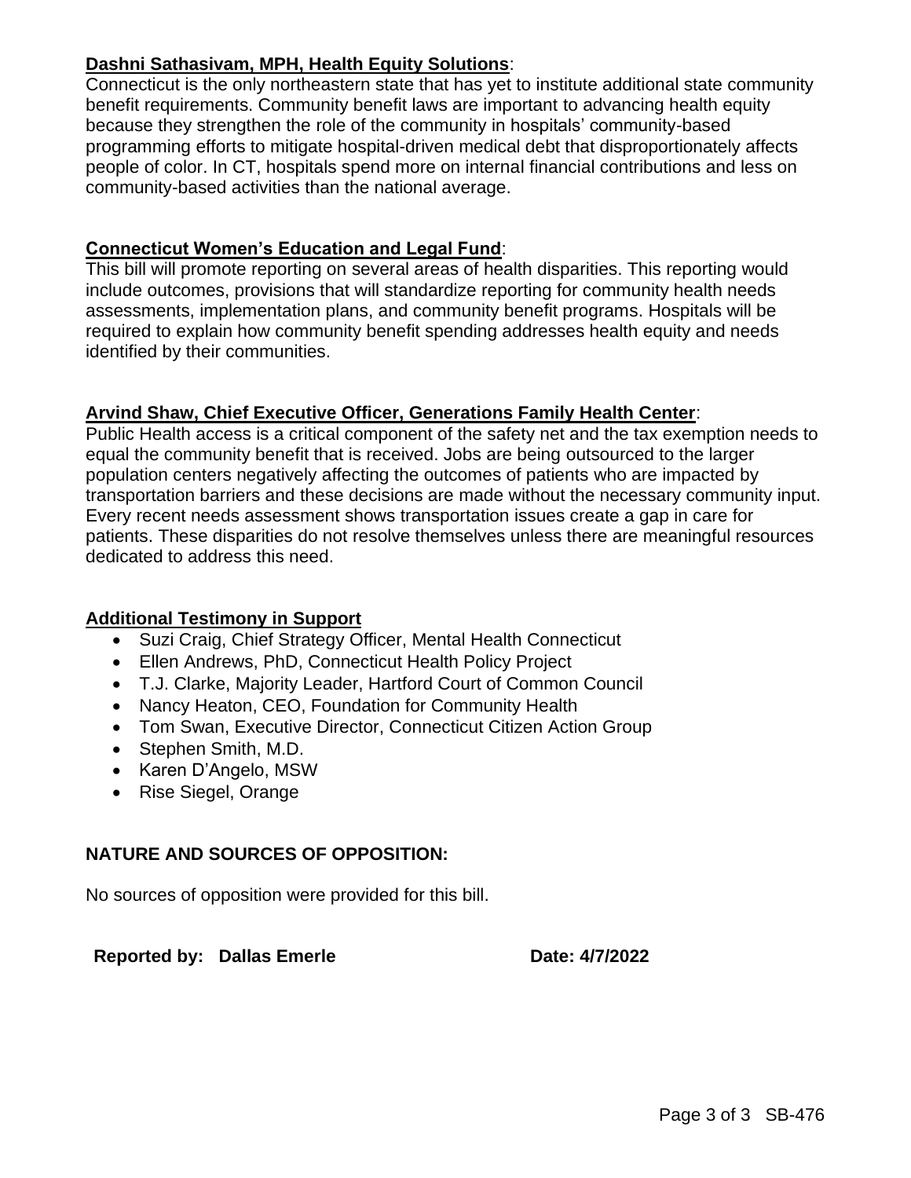**Dashni Sathasivam, MPH, Health Equity Solutions**:
Connecticut is the only northeastern state that has yet to institute additional state community benefit requirements. Community benefit laws are important to advancing health equity because they strengthen the role of the community in hospitals' community-based programming efforts to mitigate hospital-driven medical debt that disproportionately affects people of color. In CT, hospitals spend more on internal financial contributions and less on community-based activities than the national average.

**Connecticut Women's Education and Legal Fund**:
This bill will promote reporting on several areas of health disparities. This reporting would include outcomes, provisions that will standardize reporting for community health needs assessments, implementation plans, and community benefit programs. Hospitals will be required to explain how community benefit spending addresses health equity and needs identified by their communities.

**Arvind Shaw, Chief Executive Officer, Generations Family Health Center**:
Public Health access is a critical component of the safety net and the tax exemption needs to equal the community benefit that is received. Jobs are being outsourced to the larger population centers negatively affecting the outcomes of patients who are impacted by transportation barriers and these decisions are made without the necessary community input. Every recent needs assessment shows transportation issues create a gap in care for patients. These disparities do not resolve themselves unless there are meaningful resources dedicated to address this need.

**Additional Testimony in Support**

- Suzi Craig, Chief Strategy Officer, Mental Health Connecticut
- Ellen Andrews, PhD, Connecticut Health Policy Project
- T.J. Clarke, Majority Leader, Hartford Court of Common Council
- Nancy Heaton, CEO, Foundation for Community Health
- Tom Swan, Executive Director, Connecticut Citizen Action Group
- Stephen Smith, M.D.
- Karen D'Angelo, MSW
- Rise Siegel, Orange

**NATURE AND SOURCES OF OPPOSITION:**

No sources of opposition were provided for this bill.

**Reported by: Dallas Emerle** **Date: 4/7/2022**